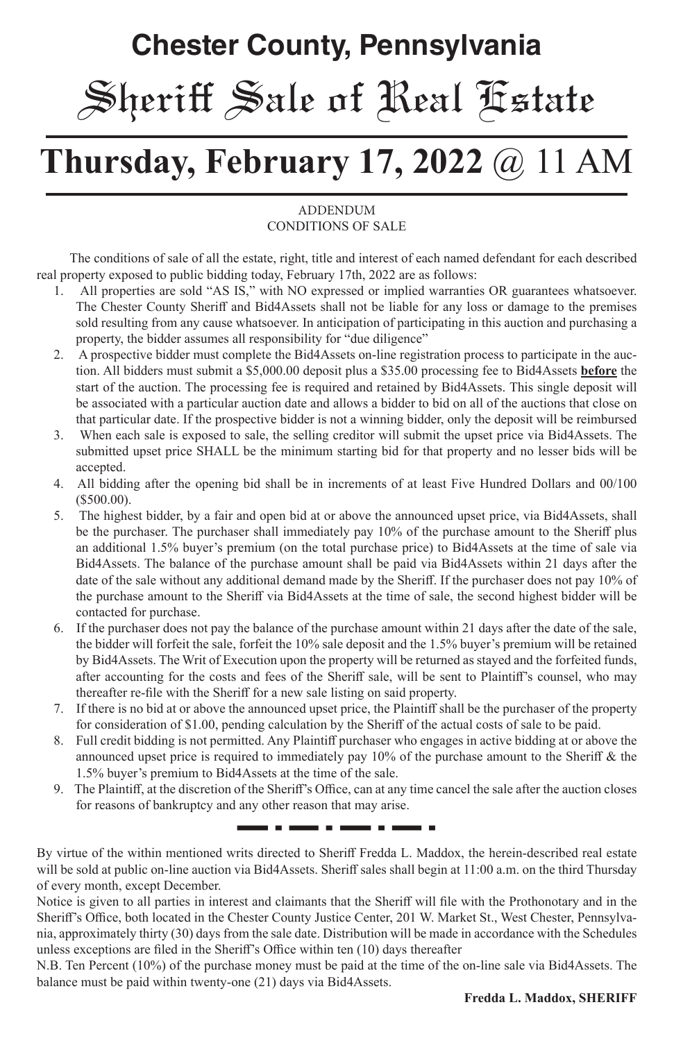# Chester County, Pennsylvania

# Sheriff Sale of Real Estate

## **Thursday, February 17, 2022** @ 11 AM

ADDENDUM
CONDITIONS OF SALE

The conditions of sale of all the estate, right, title and interest of each named defendant for each described real property exposed to public bidding today, February 17th, 2022 are as follows:

1. All properties are sold "AS IS," with NO expressed or implied warranties OR guarantees whatsoever. The Chester County Sheriff and Bid4Assets shall not be liable for any loss or damage to the premises sold resulting from any cause whatsoever. In anticipation of participating in this auction and purchasing a property, the bidder assumes all responsibility for "due diligence"
2. A prospective bidder must complete the Bid4Assets on-line registration process to participate in the auction. All bidders must submit a $5,000.00 deposit plus a $35.00 processing fee to Bid4Assets **before** the start of the auction. The processing fee is required and retained by Bid4Assets. This single deposit will be associated with a particular auction date and allows a bidder to bid on all of the auctions that close on that particular date. If the prospective bidder is not a winning bidder, only the deposit will be reimbursed
3. When each sale is exposed to sale, the selling creditor will submit the upset price via Bid4Assets. The submitted upset price SHALL be the minimum starting bid for that property and no lesser bids will be accepted.
4. All bidding after the opening bid shall be in increments of at least Five Hundred Dollars and 00/100 ($500.00).
5. The highest bidder, by a fair and open bid at or above the announced upset price, via Bid4Assets, shall be the purchaser. The purchaser shall immediately pay 10% of the purchase amount to the Sheriff plus an additional 1.5% buyer's premium (on the total purchase price) to Bid4Assets at the time of sale via Bid4Assets. The balance of the purchase amount shall be paid via Bid4Assets within 21 days after the date of the sale without any additional demand made by the Sheriff. If the purchaser does not pay 10% of the purchase amount to the Sheriff via Bid4Assets at the time of sale, the second highest bidder will be contacted for purchase.
6. If the purchaser does not pay the balance of the purchase amount within 21 days after the date of the sale, the bidder will forfeit the sale, forfeit the 10% sale deposit and the 1.5% buyer's premium will be retained by Bid4Assets. The Writ of Execution upon the property will be returned as stayed and the forfeited funds, after accounting for the costs and fees of the Sheriff sale, will be sent to Plaintiff's counsel, who may thereafter re-file with the Sheriff for a new sale listing on said property.
7. If there is no bid at or above the announced upset price, the Plaintiff shall be the purchaser of the property for consideration of $1.00, pending calculation by the Sheriff of the actual costs of sale to be paid.
8. Full credit bidding is not permitted. Any Plaintiff purchaser who engages in active bidding at or above the announced upset price is required to immediately pay 10% of the purchase amount to the Sheriff & the 1.5% buyer's premium to Bid4Assets at the time of the sale.
9. The Plaintiff, at the discretion of the Sheriff's Office, can at any time cancel the sale after the auction closes for reasons of bankruptcy and any other reason that may arise.

---

By virtue of the within mentioned writs directed to Sheriff Fredda L. Maddox, the herein-described real estate will be sold at public on-line auction via Bid4Assets. Sheriff sales shall begin at 11:00 a.m. on the third Thursday of every month, except December.

Notice is given to all parties in interest and claimants that the Sheriff will file with the Prothonotary and in the Sheriff's Office, both located in the Chester County Justice Center, 201 W. Market St., West Chester, Pennsylvania, approximately thirty (30) days from the sale date. Distribution will be made in accordance with the Schedules unless exceptions are filed in the Sheriff's Office within ten (10) days thereafter

N.B. Ten Percent (10%) of the purchase money must be paid at the time of the on-line sale via Bid4Assets. The balance must be paid within twenty-one (21) days via Bid4Assets.

**Fredda L. Maddox, SHERIFF**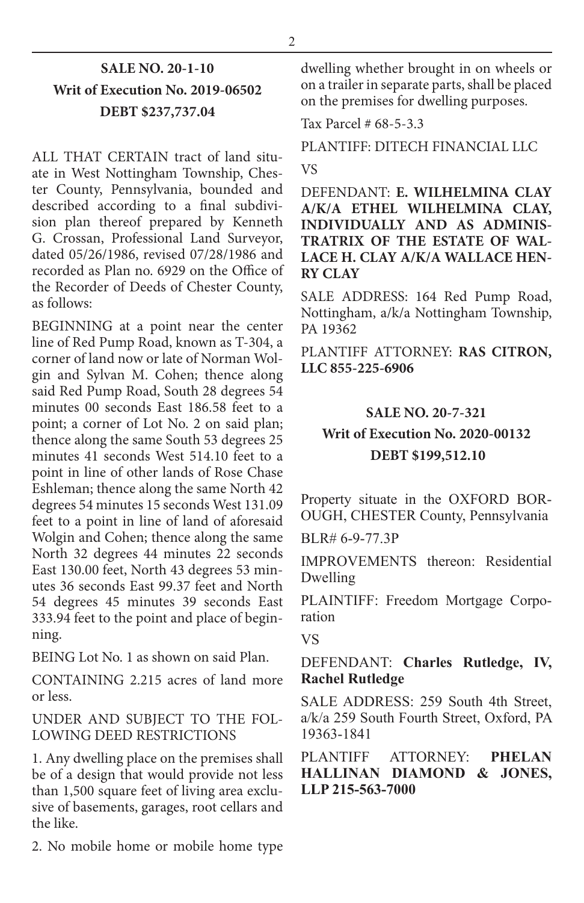**SALE NO. 20-1-10**
**Writ of Execution No. 2019-06502**
**DEBT $237,737.04**

ALL THAT CERTAIN tract of land situate in West Nottingham Township, Chester County, Pennsylvania, bounded and described according to a final subdivision plan thereof prepared by Kenneth G. Crossan, Professional Land Surveyor, dated 05/26/1986, revised 07/28/1986 and recorded as Plan no. 6929 on the Office of the Recorder of Deeds of Chester County, as follows:

BEGINNING at a point near the center line of Red Pump Road, known as T-304, a corner of land now or late of Norman Wolgin and Sylvan M. Cohen; thence along said Red Pump Road, South 28 degrees 54 minutes 00 seconds East 186.58 feet to a point; a corner of Lot No. 2 on said plan; thence along the same South 53 degrees 25 minutes 41 seconds West 514.10 feet to a point in line of other lands of Rose Chase Eshleman; thence along the same North 42 degrees 54 minutes 15 seconds West 131.09 feet to a point in line of land of aforesaid Wolgin and Cohen; thence along the same North 32 degrees 44 minutes 22 seconds East 130.00 feet, North 43 degrees 53 minutes 36 seconds East 99.37 feet and North 54 degrees 45 minutes 39 seconds East 333.94 feet to the point and place of beginning.

BEING Lot No. 1 as shown on said Plan.

CONTAINING 2.215 acres of land more or less.

UNDER AND SUBJECT TO THE FOLLOWING DEED RESTRICTIONS

1. Any dwelling place on the premises shall be of a design that would provide not less than 1,500 square feet of living area exclusive of basements, garages, root cellars and the like.

2. No mobile home or mobile home type dwelling whether brought in on wheels or on a trailer in separate parts, shall be placed on the premises for dwelling purposes.

Tax Parcel # 68-5-3.3

PLANTIFF: DITECH FINANCIAL LLC

VS

DEFENDANT: **E. WILHELMINA CLAY A/K/A ETHEL WILHELMINA CLAY, INDIVIDUALLY AND AS ADMINISTRATRIX OF THE ESTATE OF WALLACE H. CLAY A/K/A WALLACE HENRY CLAY**

SALE ADDRESS: 164 Red Pump Road, Nottingham, a/k/a Nottingham Township, PA 19362

PLANTIFF ATTORNEY: **RAS CITRON, LLC 855-225-6906**

**SALE NO. 20-7-321**
**Writ of Execution No. 2020-00132**
**DEBT $199,512.10**

Property situate in the OXFORD BOROUGH, CHESTER County, Pennsylvania

BLR# 6-9-77.3P

IMPROVEMENTS thereon: Residential Dwelling

PLAINTIFF: Freedom Mortgage Corporation

VS

DEFENDANT: **Charles Rutledge, IV, Rachel Rutledge**

SALE ADDRESS: 259 South 4th Street, a/k/a 259 South Fourth Street, Oxford, PA 19363-1841

PLANTIFF ATTORNEY: **PHELAN HALLINAN DIAMOND & JONES, LLP 215-563-7000**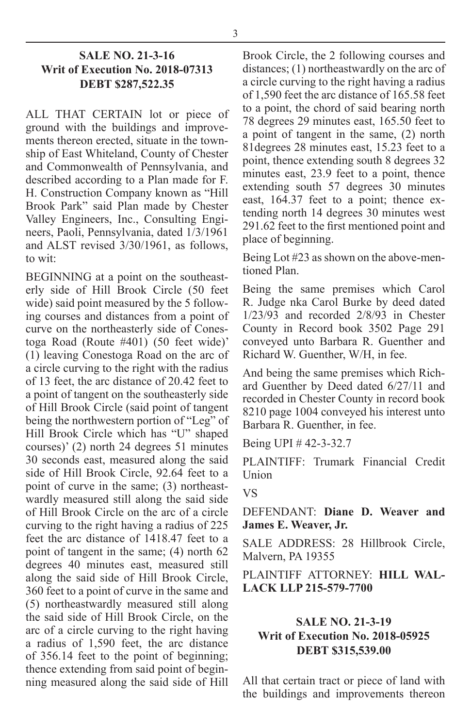**SALE NO. 21-3-16**
**Writ of Execution No. 2018-07313**
**DEBT $287,522.35**

ALL THAT CERTAIN lot or piece of ground with the buildings and improvements thereon erected, situate in the township of East Whiteland, County of Chester and Commonwealth of Pennsylvania, and described according to a Plan made for F. H. Construction Company known as "Hill Brook Park" said Plan made by Chester Valley Engineers, Inc., Consulting Engineers, Paoli, Pennsylvania, dated 1/3/1961 and ALST revised 3/30/1961, as follows, to wit:

BEGINNING at a point on the southeasterly side of Hill Brook Circle (50 feet wide) said point measured by the 5 following courses and distances from a point of curve on the northeasterly side of Conestoga Road (Route #401) (50 feet wide)' (1) leaving Conestoga Road on the arc of a circle curving to the right with the radius of 13 feet, the arc distance of 20.42 feet to a point of tangent on the southeasterly side of Hill Brook Circle (said point of tangent being the northwestern portion of "Leg" of Hill Brook Circle which has "U" shaped courses)' (2) north 24 degrees 51 minutes 30 seconds east, measured along the said side of Hill Brook Circle, 92.64 feet to a point of curve in the same; (3) northeastwardly measured still along the said side of Hill Brook Circle on the arc of a circle curving to the right having a radius of 225 feet the arc distance of 1418.47 feet to a point of tangent in the same; (4) north 62 degrees 40 minutes east, measured still along the said side of Hill Brook Circle, 360 feet to a point of curve in the same and (5) northeastwardly measured still along the said side of Hill Brook Circle, on the arc of a circle curving to the right having a radius of 1,590 feet, the arc distance of 356.14 feet to the point of beginning; thence extending from said point of beginning measured along the said side of Hill Brook Circle, the 2 following courses and distances; (1) northeastwardly on the arc of a circle curving to the right having a radius of 1,590 feet the arc distance of 165.58 feet to a point, the chord of said bearing north 78 degrees 29 minutes east, 165.50 feet to a point of tangent in the same, (2) north 81degrees 28 minutes east, 15.23 feet to a point, thence extending south 8 degrees 32 minutes east, 23.9 feet to a point, thence extending south 57 degrees 30 minutes east, 164.37 feet to a point; thence extending north 14 degrees 30 minutes west 291.62 feet to the first mentioned point and place of beginning.

Being Lot #23 as shown on the above-mentioned Plan.

Being the same premises which Carol R. Judge nka Carol Burke by deed dated 1/23/93 and recorded 2/8/93 in Chester County in Record book 3502 Page 291 conveyed unto Barbara R. Guenther and Richard W. Guenther, W/H, in fee.

And being the same premises which Richard Guenther by Deed dated 6/27/11 and recorded in Chester County in record book 8210 page 1004 conveyed his interest unto Barbara R. Guenther, in fee.

Being UPI # 42-3-32.7

PLAINTIFF: Trumark Financial Credit Union

VS

DEFENDANT: **Diane D. Weaver and James E. Weaver, Jr.**

SALE ADDRESS: 28 Hillbrook Circle, Malvern, PA 19355

PLAINTIFF ATTORNEY: **HILL WALLACK LLP 215-579-7700**

**SALE NO. 21-3-19**
**Writ of Execution No. 2018-05925**
**DEBT $315,539.00**

All that certain tract or piece of land with the buildings and improvements thereon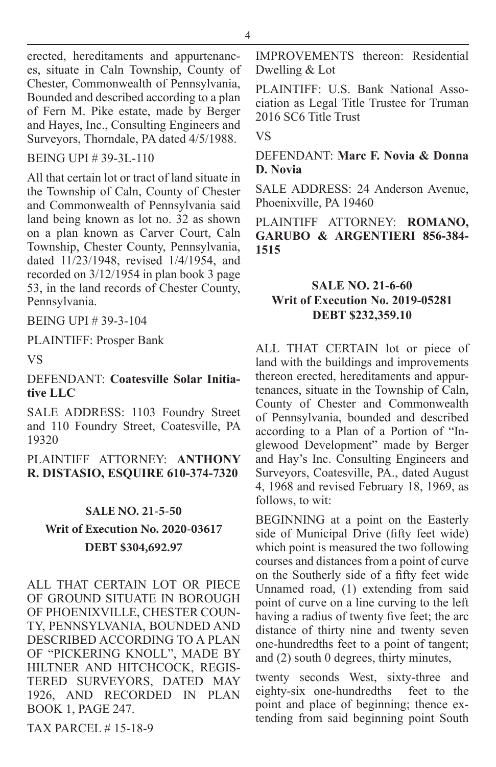erected, hereditaments and appurtenances, situate in Caln Township, County of Chester, Commonwealth of Pennsylvania, Bounded and described according to a plan of Fern M. Pike estate, made by Berger and Hayes, Inc., Consulting Engineers and Surveyors, Thorndale, PA dated 4/5/1988.

BEING UPI # 39-3L-110

All that certain lot or tract of land situate in the Township of Caln, County of Chester and Commonwealth of Pennsylvania said land being known as lot no. 32 as shown on a plan known as Carver Court, Caln Township, Chester County, Pennsylvania, dated 11/23/1948, revised 1/4/1954, and recorded on 3/12/1954 in plan book 3 page 53, in the land records of Chester County, Pennsylvania.

BEING UPI # 39-3-104

PLAINTIFF: Prosper Bank

VS

DEFENDANT: **Coatesville Solar Initiative LLC**

SALE ADDRESS: 1103 Foundry Street and 110 Foundry Street, Coatesville, PA 19320

PLAINTIFF ATTORNEY: **ANTHONY R. DISTASIO, ESQUIRE 610-374-7320**

**SALE NO. 21-5-50**
**Writ of Execution No. 2020-03617**
**DEBT $304,692.97**

ALL THAT CERTAIN LOT OR PIECE OF GROUND SITUATE IN BOROUGH OF PHOENIXVILLE, CHESTER COUNTY, PENNSYLVANIA, BOUNDED AND DESCRIBED ACCORDING TO A PLAN OF "PICKERING KNOLL", MADE BY HILTNER AND HITCHCOCK, REGISTERED SURVEYORS, DATED MAY 1926, AND RECORDED IN PLAN BOOK 1, PAGE 247.

TAX PARCEL # 15-18-9

IMPROVEMENTS thereon: Residential Dwelling & Lot

PLAINTIFF: U.S. Bank National Association as Legal Title Trustee for Truman 2016 SC6 Title Trust

VS

DEFENDANT: **Marc F. Novia & Donna D. Novia**

SALE ADDRESS: 24 Anderson Avenue, Phoenixville, PA 19460

PLAINTIFF ATTORNEY: **ROMANO, GARUBO & ARGENTIERI 856-384-1515**

**SALE NO. 21-6-60**
**Writ of Execution No. 2019-05281**
**DEBT $232,359.10**

ALL THAT CERTAIN lot or piece of land with the buildings and improvements thereon erected, hereditaments and appurtenances, situate in the Township of Caln, County of Chester and Commonwealth of Pennsylvania, bounded and described according to a Plan of a Portion of "Inglewood Development" made by Berger and Hay's Inc. Consulting Engineers and Surveyors, Coatesville, PA., dated August 4, 1968 and revised February 18, 1969, as follows, to wit:

BEGINNING at a point on the Easterly side of Municipal Drive (fifty feet wide) which point is measured the two following courses and distances from a point of curve on the Southerly side of a fifty feet wide Unnamed road, (1) extending from said point of curve on a line curving to the left having a radius of twenty five feet; the arc distance of thirty nine and twenty seven one-hundredths feet to a point of tangent; and (2) south 0 degrees, thirty minutes,

twenty seconds West, sixty-three and eighty-six one-hundredths feet to the point and place of beginning; thence extending from said beginning point South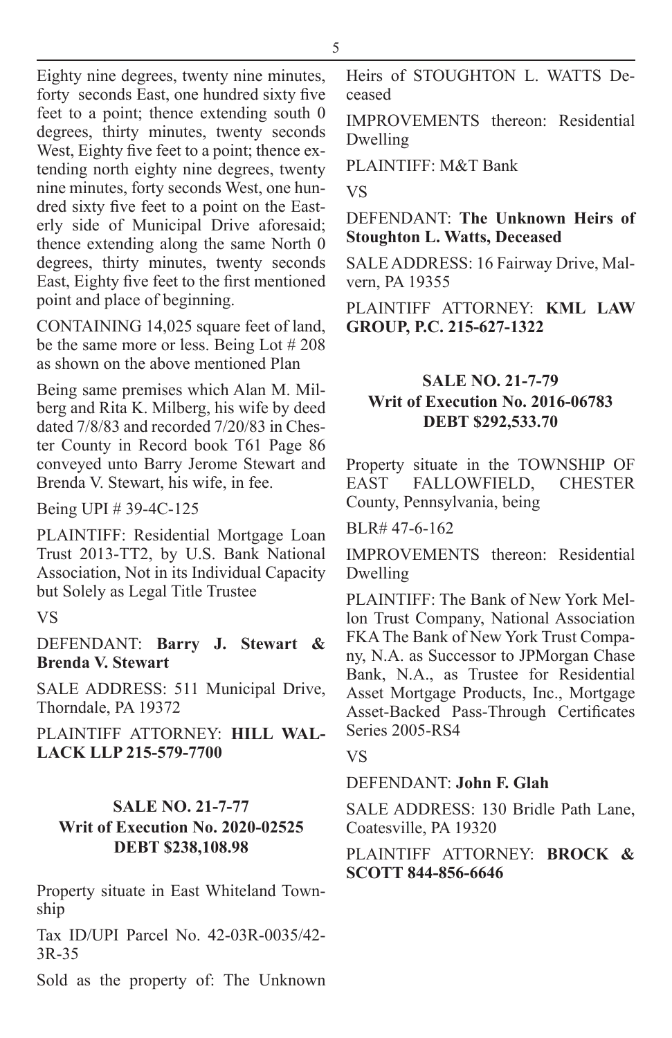Eighty nine degrees, twenty nine minutes, forty seconds East, one hundred sixty five feet to a point; thence extending south 0 degrees, thirty minutes, twenty seconds West, Eighty five feet to a point; thence extending north eighty nine degrees, twenty nine minutes, forty seconds West, one hundred sixty five feet to a point on the Easterly side of Municipal Drive aforesaid; thence extending along the same North 0 degrees, thirty minutes, twenty seconds East, Eighty five feet to the first mentioned point and place of beginning.

CONTAINING 14,025 square feet of land, be the same more or less. Being Lot # 208 as shown on the above mentioned Plan

Being same premises which Alan M. Milberg and Rita K. Milberg, his wife by deed dated 7/8/83 and recorded 7/20/83 in Chester County in Record book T61 Page 86 conveyed unto Barry Jerome Stewart and Brenda V. Stewart, his wife, in fee.

Being UPI # 39-4C-125

PLAINTIFF: Residential Mortgage Loan Trust 2013-TT2, by U.S. Bank National Association, Not in its Individual Capacity but Solely as Legal Title Trustee

VS

DEFENDANT: **Barry J. Stewart & Brenda V. Stewart**

SALE ADDRESS: 511 Municipal Drive, Thorndale, PA 19372

PLAINTIFF ATTORNEY: **HILL WALLACK LLP 215-579-7700**

**SALE NO. 21-7-77**
**Writ of Execution No. 2020-02525**
**DEBT $238,108.98**

Property situate in East Whiteland Township

Tax ID/UPI Parcel No. 42-03R-0035/42-3R-35

Sold as the property of: The Unknown Heirs of STOUGHTON L. WATTS Deceased

IMPROVEMENTS thereon: Residential Dwelling

PLAINTIFF: M&T Bank

VS

DEFENDANT: **The Unknown Heirs of Stoughton L. Watts, Deceased**

SALE ADDRESS: 16 Fairway Drive, Malvern, PA 19355

PLAINTIFF ATTORNEY: **KML LAW GROUP, P.C. 215-627-1322**

**SALE NO. 21-7-79**
**Writ of Execution No. 2016-06783**
**DEBT $292,533.70**

Property situate in the TOWNSHIP OF EAST FALLOWFIELD, CHESTER County, Pennsylvania, being

BLR# 47-6-162

IMPROVEMENTS thereon: Residential Dwelling

PLAINTIFF: The Bank of New York Mellon Trust Company, National Association FKA The Bank of New York Trust Company, N.A. as Successor to JPMorgan Chase Bank, N.A., as Trustee for Residential Asset Mortgage Products, Inc., Mortgage Asset-Backed Pass-Through Certificates Series 2005-RS4

VS

DEFENDANT: **John F. Glah**

SALE ADDRESS: 130 Bridle Path Lane, Coatesville, PA 19320

PLAINTIFF ATTORNEY: **BROCK & SCOTT 844-856-6646**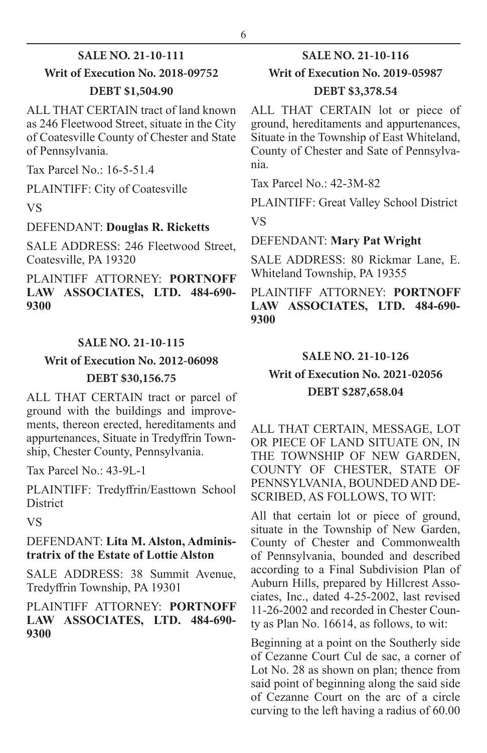### SALE NO. 21-10-111

**Writ of Execution No. 2018-09752**

**DEBT $1,504.90**

ALL THAT CERTAIN tract of land known as 246 Fleetwood Street, situate in the City of Coatesville County of Chester and State of Pennsylvania.

Tax Parcel No.: 16-5-51.4

PLAINTIFF: City of Coatesville

VS

DEFENDANT: **Douglas R. Ricketts**

SALE ADDRESS: 246 Fleetwood Street, Coatesville, PA 19320

PLAINTIFF ATTORNEY: **PORTNOFF LAW ASSOCIATES, LTD. 484-690-9300**

### SALE NO. 21-10-115

**Writ of Execution No. 2012-06098**

**DEBT $30,156.75**

ALL THAT CERTAIN tract or parcel of ground with the buildings and improvements, thereon erected, hereditaments and appurtenances, Situate in Tredyffrin Township, Chester County, Pennsylvania.

Tax Parcel No.: 43-9L-1

PLAINTIFF: Tredyffrin/Easttown School District

VS

DEFENDANT: **Lita M. Alston, Administratrix of the Estate of Lottie Alston**

SALE ADDRESS: 38 Summit Avenue, Tredyffrin Township, PA 19301

PLAINTIFF ATTORNEY: **PORTNOFF LAW ASSOCIATES, LTD. 484-690-9300**

### SALE NO. 21-10-116

**Writ of Execution No. 2019-05987**

**DEBT $3,378.54**

ALL THAT CERTAIN lot or piece of ground, hereditaments and appurtenances, Situate in the Township of East Whiteland, County of Chester and Sate of Pennsylvania.

Tax Parcel No.: 42-3M-82

PLAINTIFF: Great Valley School District

VS

DEFENDANT: **Mary Pat Wright**

SALE ADDRESS: 80 Rickmar Lane, E. Whiteland Township, PA 19355

PLAINTIFF ATTORNEY: **PORTNOFF LAW ASSOCIATES, LTD. 484-690-9300**

### SALE NO. 21-10-126

**Writ of Execution No. 2021-02056**

**DEBT $287,658.04**

ALL THAT CERTAIN, MESSAGE, LOT OR PIECE OF LAND SITUATE ON, IN THE TOWNSHIP OF NEW GARDEN, COUNTY OF CHESTER, STATE OF PENNSYLVANIA, BOUNDED AND DESCRIBED, AS FOLLOWS, TO WIT:

All that certain lot or piece of ground, situate in the Township of New Garden, County of Chester and Commonwealth of Pennsylvania, bounded and described according to a Final Subdivision Plan of Auburn Hills, prepared by Hillcrest Associates, Inc., dated 4-25-2002, last revised 11-26-2002 and recorded in Chester County as Plan No. 16614, as follows, to wit:

Beginning at a point on the Southerly side of Cezanne Court Cul de sac, a corner of Lot No. 28 as shown on plan; thence from said point of beginning along the said side of Cezanne Court on the arc of a circle curving to the left having a radius of 60.00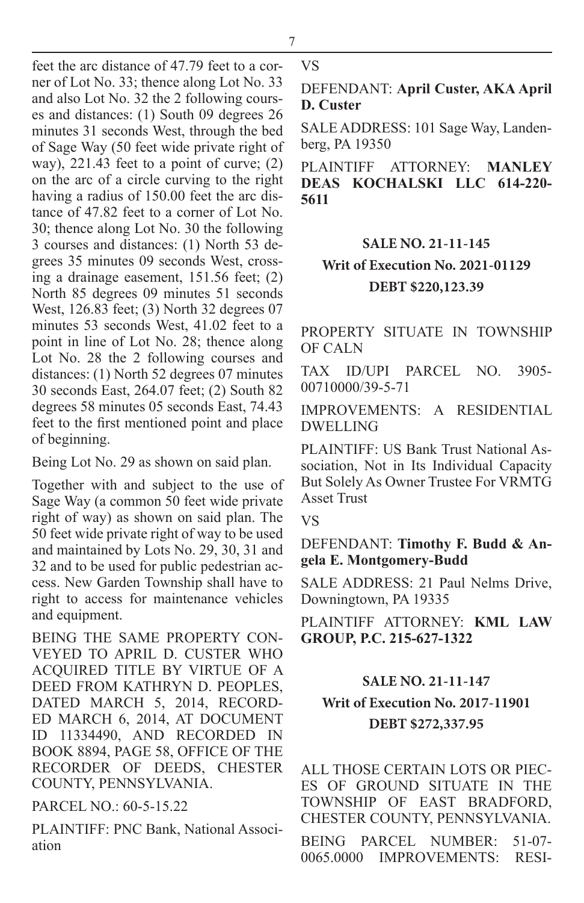feet the arc distance of 47.79 feet to a corner of Lot No. 33; thence along Lot No. 33 and also Lot No. 32 the 2 following courses and distances: (1) South 09 degrees 26 minutes 31 seconds West, through the bed of Sage Way (50 feet wide private right of way), 221.43 feet to a point of curve; (2) on the arc of a circle curving to the right having a radius of 150.00 feet the arc distance of 47.82 feet to a corner of Lot No. 30; thence along Lot No. 30 the following 3 courses and distances: (1) North 53 degrees 35 minutes 09 seconds West, crossing a drainage easement, 151.56 feet; (2) North 85 degrees 09 minutes 51 seconds West, 126.83 feet; (3) North 32 degrees 07 minutes 53 seconds West, 41.02 feet to a point in line of Lot No. 28; thence along Lot No. 28 the 2 following courses and distances: (1) North 52 degrees 07 minutes 30 seconds East, 264.07 feet; (2) South 82 degrees 58 minutes 05 seconds East, 74.43 feet to the first mentioned point and place of beginning.

Being Lot No. 29 as shown on said plan.

Together with and subject to the use of Sage Way (a common 50 feet wide private right of way) as shown on said plan. The 50 feet wide private right of way to be used and maintained by Lots No. 29, 30, 31 and 32 and to be used for public pedestrian access. New Garden Township shall have to right to access for maintenance vehicles and equipment.

BEING THE SAME PROPERTY CONVEYED TO APRIL D. CUSTER WHO ACQUIRED TITLE BY VIRTUE OF A DEED FROM KATHRYN D. PEOPLES, DATED MARCH 5, 2014, RECORDED MARCH 6, 2014, AT DOCUMENT ID 11334490, AND RECORDED IN BOOK 8894, PAGE 58, OFFICE OF THE RECORDER OF DEEDS, CHESTER COUNTY, PENNSYLVANIA.

PARCEL NO.: 60-5-15.22

PLAINTIFF: PNC Bank, National Association

VS

DEFENDANT: **April Custer, AKA April D. Custer**

SALE ADDRESS: 101 Sage Way, Landenberg, PA 19350

PLAINTIFF ATTORNEY: **MANLEY DEAS KOCHALSKI LLC 614-220-5611**

## SALE NO. 21-11-145
### Writ of Execution No. 2021-01129
### DEBT $220,123.39

PROPERTY SITUATE IN TOWNSHIP OF CALN

TAX ID/UPI PARCEL NO. 3905-00710000/39-5-71

IMPROVEMENTS: A RESIDENTIAL DWELLING

PLAINTIFF: US Bank Trust National Association, Not in Its Individual Capacity But Solely As Owner Trustee For VRMTG Asset Trust

VS

DEFENDANT: **Timothy F. Budd & Angela E. Montgomery-Budd**

SALE ADDRESS: 21 Paul Nelms Drive, Downingtown, PA 19335

PLAINTIFF ATTORNEY: **KML LAW GROUP, P.C. 215-627-1322**

## SALE NO. 21-11-147
### Writ of Execution No. 2017-11901
### DEBT $272,337.95

ALL THOSE CERTAIN LOTS OR PIECES OF GROUND SITUATE IN THE TOWNSHIP OF EAST BRADFORD, CHESTER COUNTY, PENNSYLVANIA.

BEING PARCEL NUMBER: 51-07-0065.0000 IMPROVEMENTS: RESI-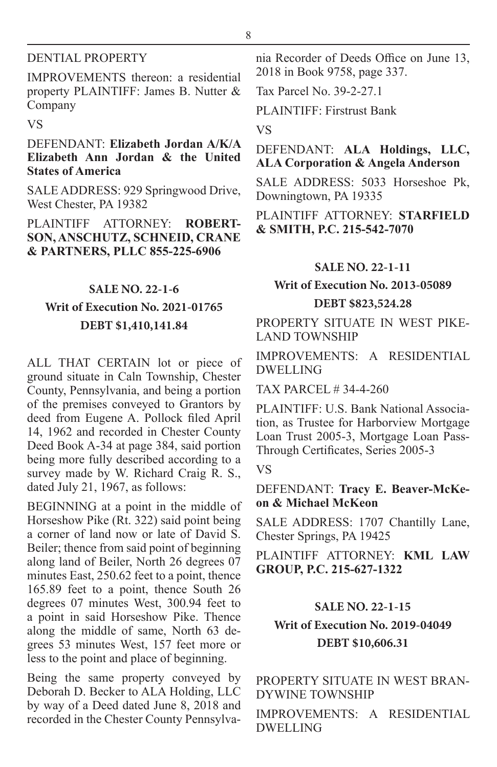DENTIAL PROPERTY

IMPROVEMENTS thereon: a residential property PLAINTIFF: James B. Nutter & Company

VS

DEFENDANT: **Elizabeth Jordan A/K/A Elizabeth Ann Jordan & the United States of America**

SALE ADDRESS: 929 Springwood Drive, West Chester, PA 19382

PLAINTIFF ATTORNEY: **ROBERTSON, ANSCHUTZ, SCHNEID, CRANE & PARTNERS, PLLC 855-225-6906**

**SALE NO. 22-1-6**

**Writ of Execution No. 2021-01765**

**DEBT $1,410,141.84**

ALL THAT CERTAIN lot or piece of ground situate in Caln Township, Chester County, Pennsylvania, and being a portion of the premises conveyed to Grantors by deed from Eugene A. Pollock filed April 14, 1962 and recorded in Chester County Deed Book A-34 at page 384, said portion being more fully described according to a survey made by W. Richard Craig R. S., dated July 21, 1967, as follows:

BEGINNING at a point in the middle of Horseshow Pike (Rt. 322) said point being a corner of land now or late of David S. Beiler; thence from said point of beginning along land of Beiler, North 26 degrees 07 minutes East, 250.62 feet to a point, thence 165.89 feet to a point, thence South 26 degrees 07 minutes West, 300.94 feet to a point in said Horseshow Pike. Thence along the middle of same, North 63 degrees 53 minutes West, 157 feet more or less to the point and place of beginning.

Being the same property conveyed by Deborah D. Becker to ALA Holding, LLC by way of a Deed dated June 8, 2018 and recorded in the Chester County Pennsylvania Recorder of Deeds Office on June 13, 2018 in Book 9758, page 337.

Tax Parcel No. 39-2-27.1

PLAINTIFF: Firstrust Bank

VS

DEFENDANT: **ALA Holdings, LLC, ALA Corporation & Angela Anderson**

SALE ADDRESS: 5033 Horseshoe Pk, Downingtown, PA 19335

PLAINTIFF ATTORNEY: **STARFIELD & SMITH, P.C. 215-542-7070**

**SALE NO. 22-1-11**

**Writ of Execution No. 2013-05089**

**DEBT $823,524.28**

PROPERTY SITUATE IN WEST PIKELAND TOWNSHIP

IMPROVEMENTS: A RESIDENTIAL DWELLING

TAX PARCEL # 34-4-260

PLAINTIFF: U.S. Bank National Association, as Trustee for Harborview Mortgage Loan Trust 2005-3, Mortgage Loan Pass-Through Certificates, Series 2005-3

VS

DEFENDANT: **Tracy E. Beaver-McKeon & Michael McKeon**

SALE ADDRESS: 1707 Chantilly Lane, Chester Springs, PA 19425

PLAINTIFF ATTORNEY: **KML LAW GROUP, P.C. 215-627-1322**

**SALE NO. 22-1-15**

**Writ of Execution No. 2019-04049**

**DEBT $10,606.31**

PROPERTY SITUATE IN WEST BRANDYWINE TOWNSHIP

IMPROVEMENTS: A RESIDENTIAL DWELLING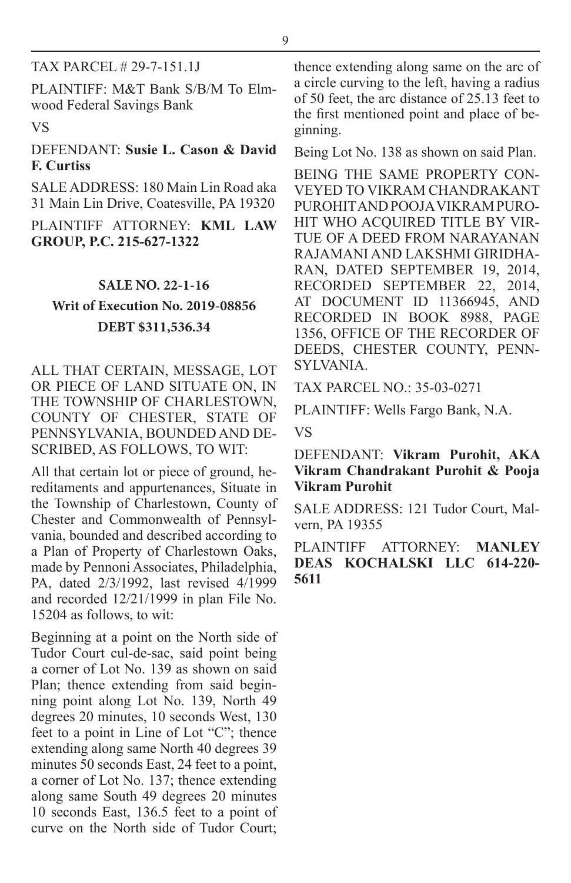TAX PARCEL # 29-7-151.1J

PLAINTIFF: M&T Bank S/B/M To Elmwood Federal Savings Bank

VS

DEFENDANT: **Susie L. Cason & David F. Curtiss**

SALE ADDRESS: 180 Main Lin Road aka 31 Main Lin Drive, Coatesville, PA 19320

PLAINTIFF ATTORNEY: **KML LAW GROUP, P.C. 215-627-1322**

## SALE NO. 22-1-16
## Writ of Execution No. 2019-08856
## DEBT $311,536.34

ALL THAT CERTAIN, MESSAGE, LOT OR PIECE OF LAND SITUATE ON, IN THE TOWNSHIP OF CHARLESTOWN, COUNTY OF CHESTER, STATE OF PENNSYLVANIA, BOUNDED AND DESCRIBED, AS FOLLOWS, TO WIT:

All that certain lot or piece of ground, hereditaments and appurtenances, Situate in the Township of Charlestown, County of Chester and Commonwealth of Pennsylvania, bounded and described according to a Plan of Property of Charlestown Oaks, made by Pennoni Associates, Philadelphia, PA, dated 2/3/1992, last revised 4/1999 and recorded 12/21/1999 in plan File No. 15204 as follows, to wit:

Beginning at a point on the North side of Tudor Court cul-de-sac, said point being a corner of Lot No. 139 as shown on said Plan; thence extending from said beginning point along Lot No. 139, North 49 degrees 20 minutes, 10 seconds West, 130 feet to a point in Line of Lot "C"; thence extending along same North 40 degrees 39 minutes 50 seconds East, 24 feet to a point, a corner of Lot No. 137; thence extending along same South 49 degrees 20 minutes 10 seconds East, 136.5 feet to a point of curve on the North side of Tudor Court; thence extending along same on the arc of a circle curving to the left, having a radius of 50 feet, the arc distance of 25.13 feet to the first mentioned point and place of beginning.

Being Lot No. 138 as shown on said Plan.

BEING THE SAME PROPERTY CONVEYED TO VIKRAM CHANDRAKANT PUROHIT AND POOJA VIKRAM PUROHIT WHO ACQUIRED TITLE BY VIRTUE OF A DEED FROM NARAYANAN RAJAMANI AND LAKSHMI GIRIDHARAN, DATED SEPTEMBER 19, 2014, RECORDED SEPTEMBER 22, 2014, AT DOCUMENT ID 11366945, AND RECORDED IN BOOK 8988, PAGE 1356, OFFICE OF THE RECORDER OF DEEDS, CHESTER COUNTY, PENNSYLVANIA.

TAX PARCEL NO.: 35-03-0271

PLAINTIFF: Wells Fargo Bank, N.A.

VS

DEFENDANT: **Vikram Purohit, AKA Vikram Chandrakant Purohit & Pooja Vikram Purohit**

SALE ADDRESS: 121 Tudor Court, Malvern, PA 19355

PLAINTIFF ATTORNEY: **MANLEY DEAS KOCHALSKI LLC 614-220-5611**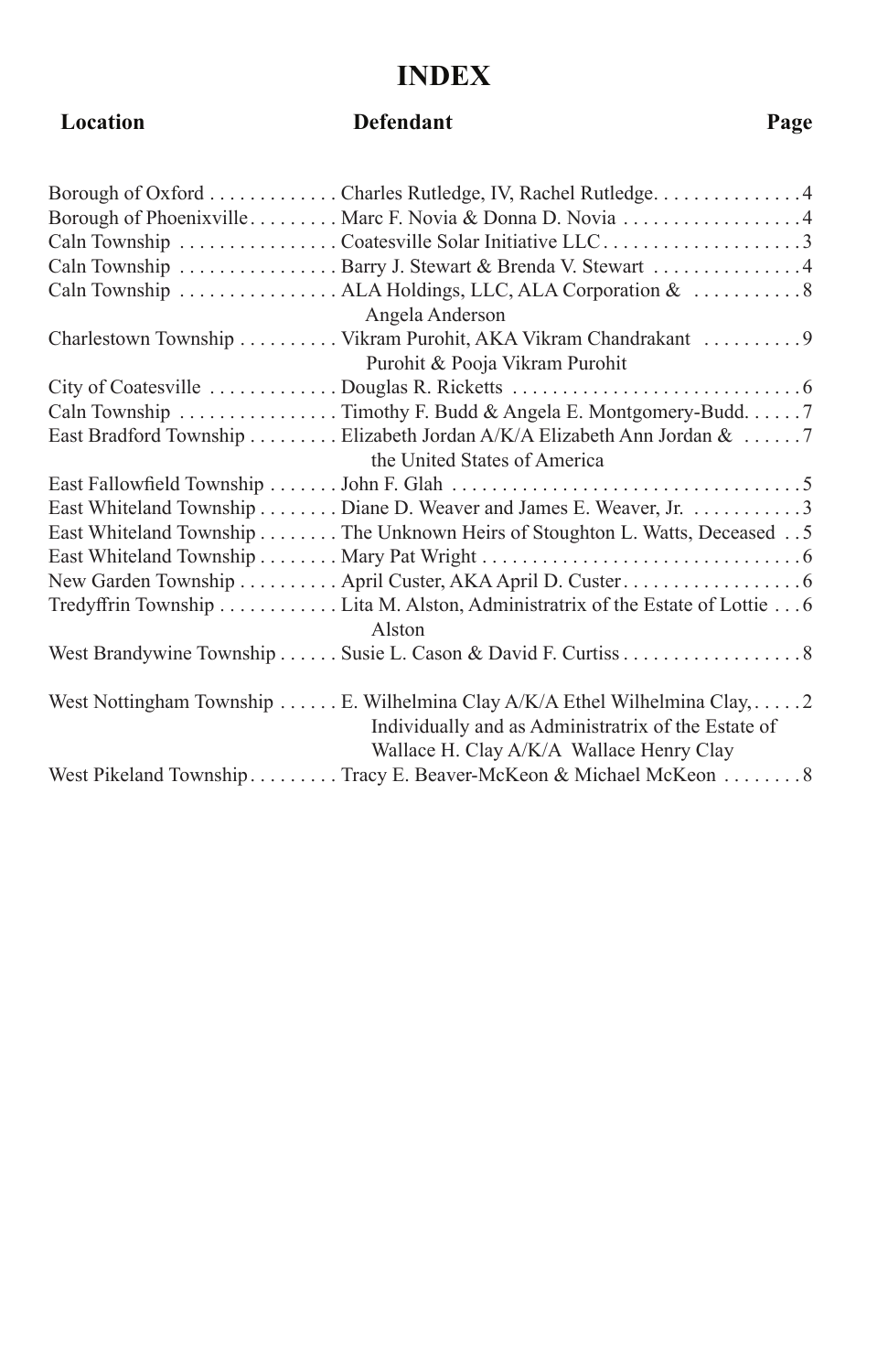# INDEX

| Location | Defendant | Page |
|---|---|---|
| Borough of Oxford | Charles Rutledge, IV, Rachel Rutledge. | 4 |
| Borough of Phoenixville | Marc F. Novia & Donna D. Novia | 4 |
| Caln Township | Coatesville Solar Initiative LLC | 3 |
| Caln Township | Barry J. Stewart & Brenda V. Stewart | 4 |
| Caln Township | ALA Holdings, LLC, ALA Corporation & Angela Anderson | 8 |
| Charlestown Township | Vikram Purohit, AKA Vikram Chandrakant Purohit & Pooja Vikram Purohit | 9 |
| City of Coatesville | Douglas R. Ricketts | 6 |
| Caln Township | Timothy F. Budd & Angela E. Montgomery-Budd. | 7 |
| East Bradford Township | Elizabeth Jordan A/K/A Elizabeth Ann Jordan & the United States of America | 7 |
| East Fallowfield Township | John F. Glah | 5 |
| East Whiteland Township | Diane D. Weaver and James E. Weaver, Jr. | 3 |
| East Whiteland Township | The Unknown Heirs of Stoughton L. Watts, Deceased | 5 |
| East Whiteland Township | Mary Pat Wright | 6 |
| New Garden Township | April Custer, AKA April D. Custer | 6 |
| Tredyffrin Township | Lita M. Alston, Administratrix of the Estate of Lottie Alston | 6 |
| West Brandywine Township | Susie L. Cason & David F. Curtiss | 8 |
| West Nottingham Township | E. Wilhelmina Clay A/K/A Ethel Wilhelmina Clay, Individually and as Administratrix of the Estate of Wallace H. Clay A/K/A Wallace Henry Clay | 2 |
| West Pikeland Township | Tracy E. Beaver-McKeon & Michael McKeon | 8 |